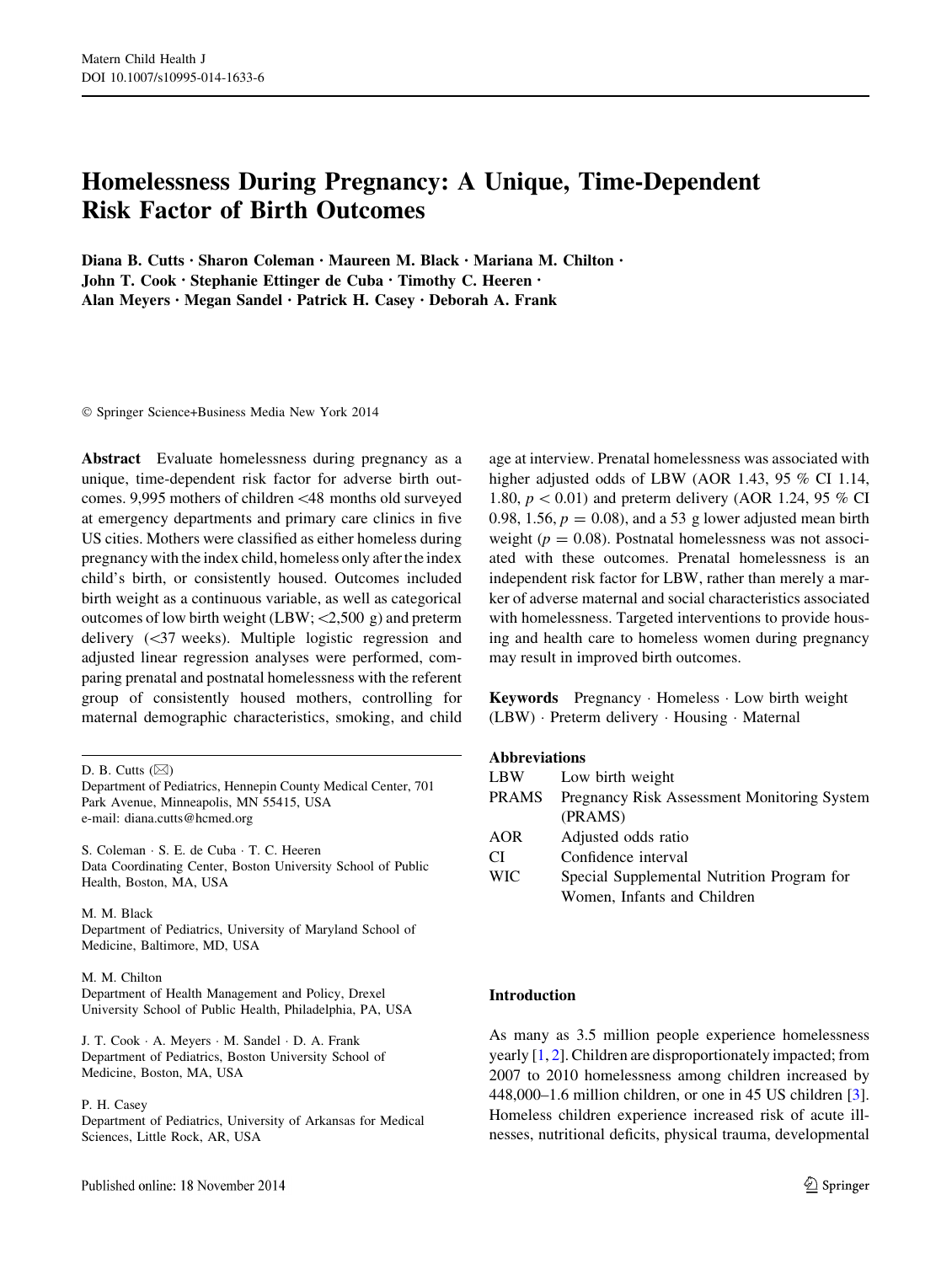# Homelessness During Pregnancy: A Unique, Time-Dependent Risk Factor of Birth Outcomes

**Diana B. Cutts · Sharon Coleman · Maureen M. Black · Mariana M. Chilton · John T. Cook · Stephanie Ettinger de Cuba · Timothy C. Heeren · Alan Meyers · Megan Sandel · Patrick H. Casey · Deborah A. Frank**

© Springer Science+Business Media New York 2014

**Abstract** Evaluate homelessness during pregnancy as a unique, time-dependent risk factor for adverse birth outcomes. 9,995 mothers of children <48 months old surveyed at emergency departments and primary care clinics in five US cities. Mothers were classified as either homeless during pregnancy with the index child, homeless only after the index child's birth, or consistently housed. Outcomes included birth weight as a continuous variable, as well as categorical outcomes of low birth weight (LBW; <2,500 g) and preterm delivery (<37 weeks). Multiple logistic regression and adjusted linear regression analyses were performed, comparing prenatal and postnatal homelessness with the referent group of consistently housed mothers, controlling for maternal demographic characteristics, smoking, and child age at interview. Prenatal homelessness was associated with higher adjusted odds of LBW (AOR 1.43, 95 % CI 1.14, 1.80, $p < 0.01$) and preterm delivery (AOR 1.24, 95 % CI 0.98, 1.56, $p = 0.08$), and a 53 g lower adjusted mean birth weight ($p = 0.08$). Postnatal homelessness was not associated with these outcomes. Prenatal homelessness is an independent risk factor for LBW, rather than merely a marker of adverse maternal and social characteristics associated with homelessness. Targeted interventions to provide housing and health care to homeless women during pregnancy may result in improved birth outcomes.

**Keywords** Pregnancy · Homeless · Low birth weight (LBW) · Preterm delivery · Housing · Maternal

**Abbreviations**

| | |
|---|---|
| LBW | Low birth weight |
| PRAMS | Pregnancy Risk Assessment Monitoring System (PRAMS) |
| AOR | Adjusted odds ratio |
| CI | Confidence interval |
| WIC | Special Supplemental Nutrition Program for Women, Infants and Children |

D. B. Cutts (✉)
Department of Pediatrics, Hennepin County Medical Center, 701 Park Avenue, Minneapolis, MN 55415, USA
e-mail: diana.cutts@hcmed.org

S. Coleman · S. E. de Cuba · T. C. Heeren
Data Coordinating Center, Boston University School of Public Health, Boston, MA, USA

M. M. Black
Department of Pediatrics, University of Maryland School of Medicine, Baltimore, MD, USA

M. M. Chilton
Department of Health Management and Policy, Drexel University School of Public Health, Philadelphia, PA, USA

J. T. Cook · A. Meyers · M. Sandel · D. A. Frank
Department of Pediatrics, Boston University School of Medicine, Boston, MA, USA

P. H. Casey
Department of Pediatrics, University of Arkansas for Medical Sciences, Little Rock, AR, USA

## Introduction

As many as 3.5 million people experience homelessness yearly [1, 2]. Children are disproportionately impacted; from 2007 to 2010 homelessness among children increased by 448,000–1.6 million children, or one in 45 US children [3]. Homeless children experience increased risk of acute illnesses, nutritional deficits, physical trauma, developmental

Published online: 18 November 2014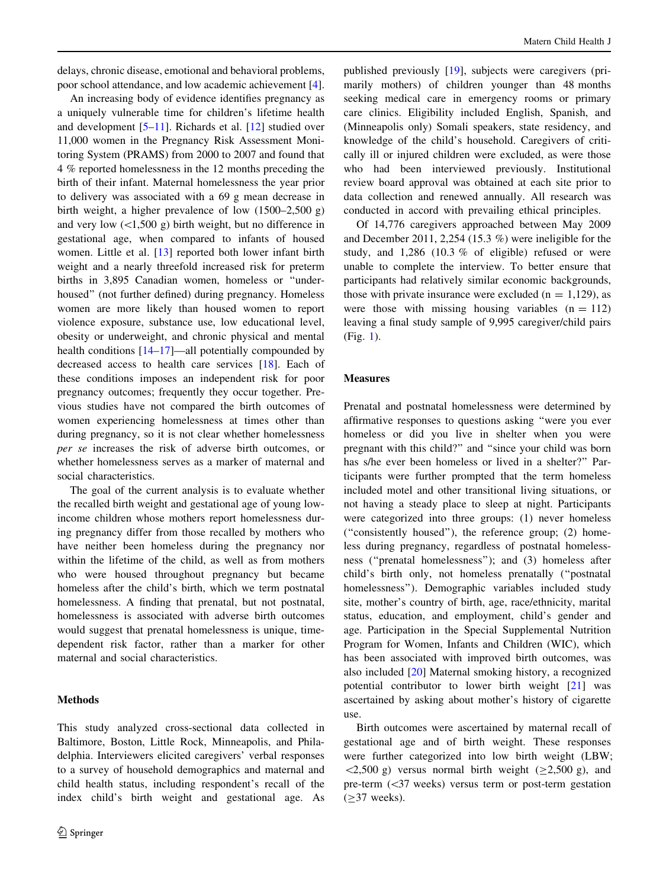delays, chronic disease, emotional and behavioral problems, poor school attendance, and low academic achievement [4].

An increasing body of evidence identifies pregnancy as a uniquely vulnerable time for children's lifetime health and development [5–11]. Richards et al. [12] studied over 11,000 women in the Pregnancy Risk Assessment Monitoring System (PRAMS) from 2000 to 2007 and found that 4 % reported homelessness in the 12 months preceding the birth of their infant. Maternal homelessness the year prior to delivery was associated with a 69 g mean decrease in birth weight, a higher prevalence of low (1500–2,500 g) and very low (<1,500 g) birth weight, but no difference in gestational age, when compared to infants of housed women. Little et al. [13] reported both lower infant birth weight and a nearly threefold increased risk for preterm births in 3,895 Canadian women, homeless or "under-housed" (not further defined) during pregnancy. Homeless women are more likely than housed women to report violence exposure, substance use, low educational level, obesity or underweight, and chronic physical and mental health conditions [14–17]—all potentially compounded by decreased access to health care services [18]. Each of these conditions imposes an independent risk for poor pregnancy outcomes; frequently they occur together. Previous studies have not compared the birth outcomes of women experiencing homelessness at times other than during pregnancy, so it is not clear whether homelessness *per se* increases the risk of adverse birth outcomes, or whether homelessness serves as a marker of maternal and social characteristics.

The goal of the current analysis is to evaluate whether the recalled birth weight and gestational age of young low-income children whose mothers report homelessness during pregnancy differ from those recalled by mothers who have neither been homeless during the pregnancy nor within the lifetime of the child, as well as from mothers who were housed throughout pregnancy but became homeless after the child's birth, which we term postnatal homelessness. A finding that prenatal, but not postnatal, homelessness is associated with adverse birth outcomes would suggest that prenatal homelessness is unique, time-dependent risk factor, rather than a marker for other maternal and social characteristics.

## Methods

This study analyzed cross-sectional data collected in Baltimore, Boston, Little Rock, Minneapolis, and Philadelphia. Interviewers elicited caregivers' verbal responses to a survey of household demographics and maternal and child health status, including respondent's recall of the index child's birth weight and gestational age. As published previously [19], subjects were caregivers (primarily mothers) of children younger than 48 months seeking medical care in emergency rooms or primary care clinics. Eligibility included English, Spanish, and (Minneapolis only) Somali speakers, state residency, and knowledge of the child's household. Caregivers of critically ill or injured children were excluded, as were those who had been interviewed previously. Institutional review board approval was obtained at each site prior to data collection and renewed annually. All research was conducted in accord with prevailing ethical principles.

Of 14,776 caregivers approached between May 2009 and December 2011, 2,254 (15.3 %) were ineligible for the study, and 1,286 (10.3 % of eligible) refused or were unable to complete the interview. To better ensure that participants had relatively similar economic backgrounds, those with private insurance were excluded ($n = 1{,}129$), as were those with missing housing variables ($n = 112$) leaving a final study sample of 9,995 caregiver/child pairs (Fig. 1).

### Measures

Prenatal and postnatal homelessness were determined by affirmative responses to questions asking "were you ever homeless or did you live in shelter when you were pregnant with this child?" and "since your child was born has s/he ever been homeless or lived in a shelter?" Participants were further prompted that the term homeless included motel and other transitional living situations, or not having a steady place to sleep at night. Participants were categorized into three groups: (1) never homeless ("consistently housed"), the reference group; (2) homeless during pregnancy, regardless of postnatal homelessness ("prenatal homelessness"); and (3) homeless after child's birth only, not homeless prenatally ("postnatal homelessness"). Demographic variables included study site, mother's country of birth, age, race/ethnicity, marital status, education, and employment, child's gender and age. Participation in the Special Supplemental Nutrition Program for Women, Infants and Children (WIC), which has been associated with improved birth outcomes, was also included [20] Maternal smoking history, a recognized potential contributor to lower birth weight [21] was ascertained by asking about mother's history of cigarette use.

Birth outcomes were ascertained by maternal recall of gestational age and of birth weight. These responses were further categorized into low birth weight (LBW; <2,500 g) versus normal birth weight (≥2,500 g), and pre-term (<37 weeks) versus term or post-term gestation (≥37 weeks).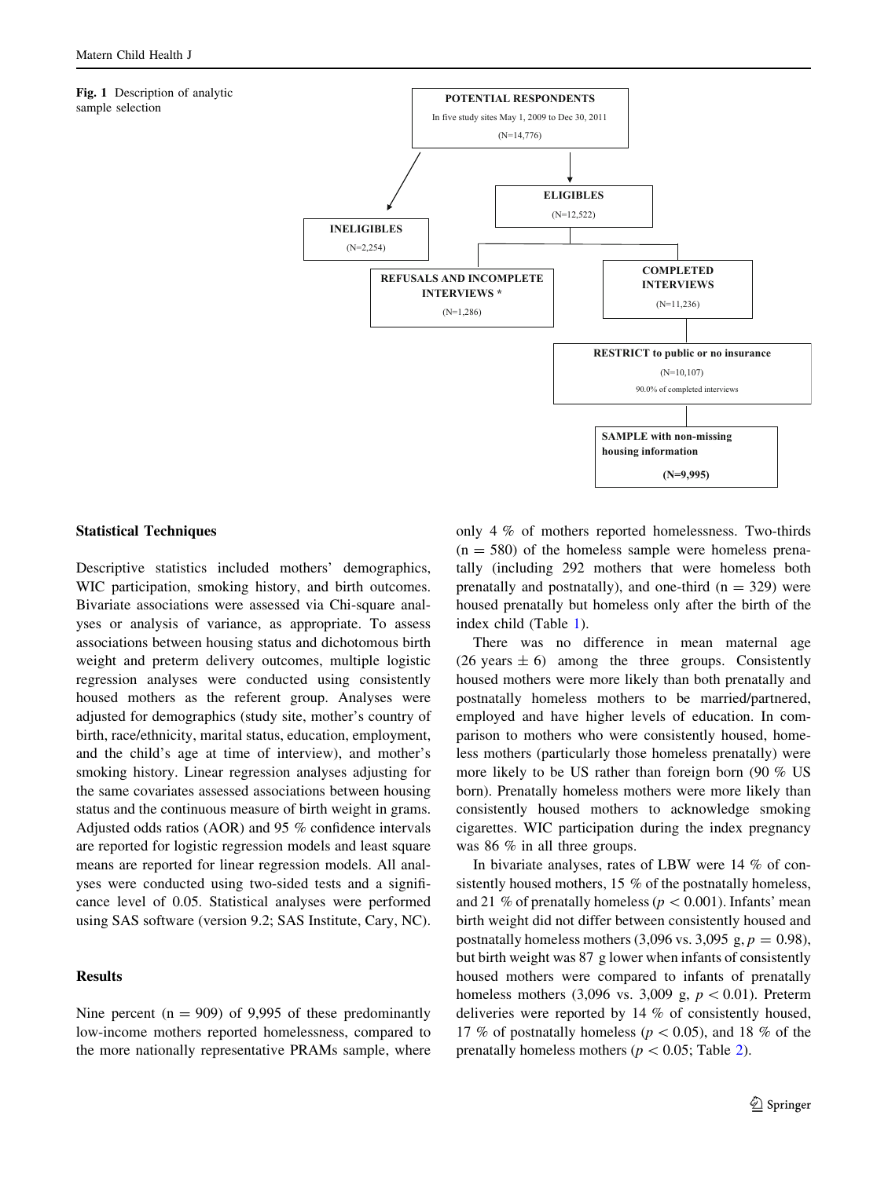**Fig. 1** Description of analytic sample selection

POTENTIAL RESPONDENTS
In five study sites May 1, 2009 to Dec 30, 2011
(N=14,776)

INELIGIBLES
(N=2,254)

ELIGIBLES
(N=12,522)

REFUSALS AND INCOMPLETE INTERVIEWS *
(N=1,286)

COMPLETED INTERVIEWS
(N=11,236)

RESTRICT to public or no insurance
(N=10,107)
90.0% of completed interviews

SAMPLE with non-missing housing information
(N=9,995)

### Statistical Techniques

Descriptive statistics included mothers' demographics, WIC participation, smoking history, and birth outcomes. Bivariate associations were assessed via Chi-square analyses or analysis of variance, as appropriate. To assess associations between housing status and dichotomous birth weight and preterm delivery outcomes, multiple logistic regression analyses were conducted using consistently housed mothers as the referent group. Analyses were adjusted for demographics (study site, mother's country of birth, race/ethnicity, marital status, education, employment, and the child's age at time of interview), and mother's smoking history. Linear regression analyses adjusting for the same covariates assessed associations between housing status and the continuous measure of birth weight in grams. Adjusted odds ratios (AOR) and 95 % confidence intervals are reported for logistic regression models and least square means are reported for linear regression models. All analyses were conducted using two-sided tests and a significance level of 0.05. Statistical analyses were performed using SAS software (version 9.2; SAS Institute, Cary, NC).

### Results

Nine percent (n = 909) of 9,995 of these predominantly low-income mothers reported homelessness, compared to the more nationally representative PRAMs sample, where only 4 % of mothers reported homelessness. Two-thirds (n = 580) of the homeless sample were homeless prenatally (including 292 mothers that were homeless both prenatally and postnatally), and one-third (n = 329) were housed prenatally but homeless only after the birth of the index child (Table 1).

There was no difference in mean maternal age (26 years ± 6) among the three groups. Consistently housed mothers were more likely than both prenatally and postnatally homeless mothers to be married/partnered, employed and have higher levels of education. In comparison to mothers who were consistently housed, homeless mothers (particularly those homeless prenatally) were more likely to be US rather than foreign born (90 % US born). Prenatally homeless mothers were more likely than consistently housed mothers to acknowledge smoking cigarettes. WIC participation during the index pregnancy was 86 % in all three groups.

In bivariate analyses, rates of LBW were 14 % of consistently housed mothers, 15 % of the postnatally homeless, and 21 % of prenatally homeless ($p < 0.001$). Infants' mean birth weight did not differ between consistently housed and postnatally homeless mothers (3,096 vs. 3,095 g, $p = 0.98$), but birth weight was 87 g lower when infants of consistently housed mothers were compared to infants of prenatally homeless mothers (3,096 vs. 3,009 g, $p < 0.01$). Preterm deliveries were reported by 14 % of consistently housed, 17 % of postnatally homeless ($p < 0.05$), and 18 % of the prenatally homeless mothers ($p < 0.05$; Table 2).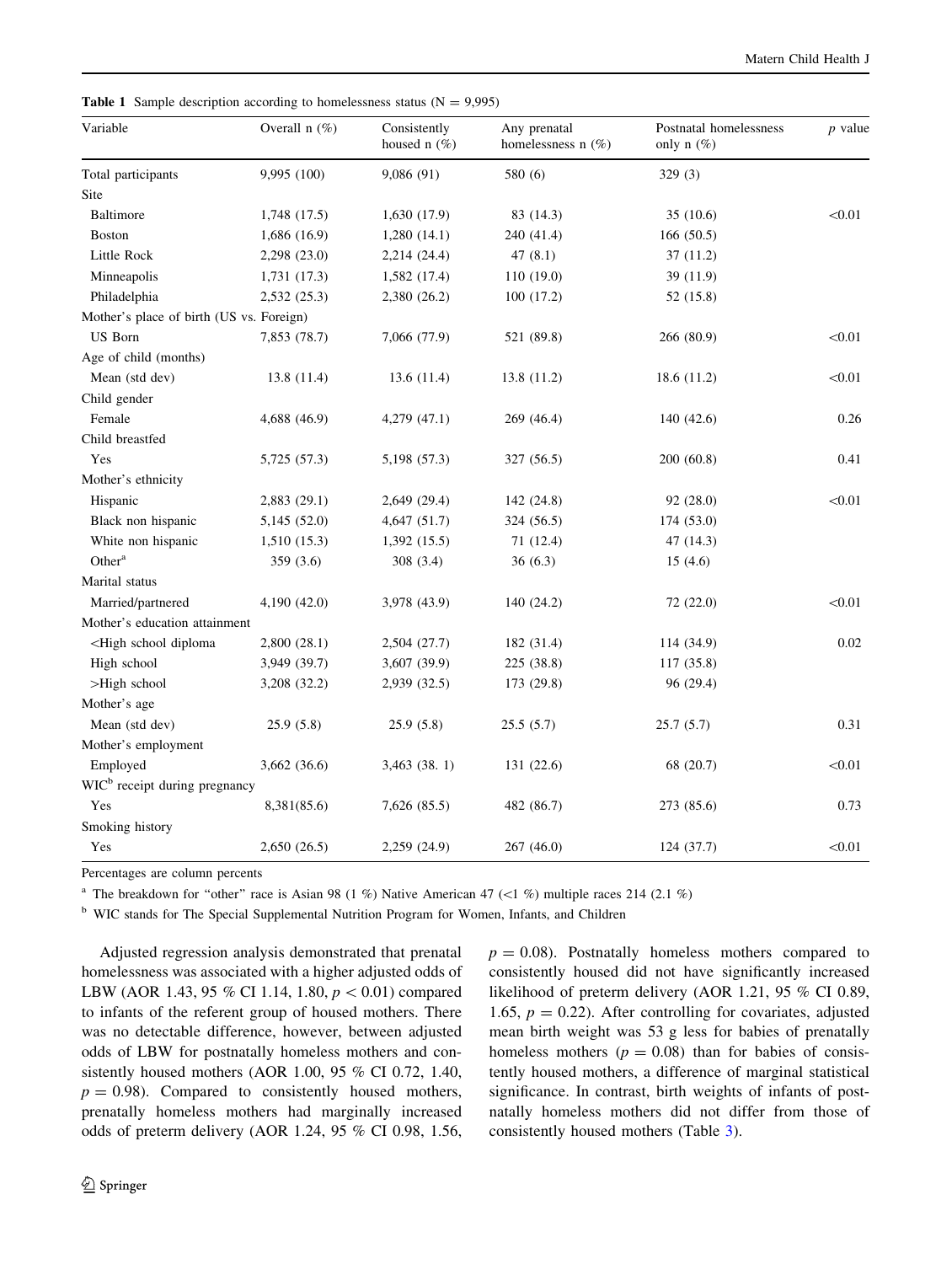**Table 1** Sample description according to homelessness status (N = 9,995)

| Variable | Overall n (%) | Consistently housed n (%) | Any prenatal homelessness n (%) | Postnatal homelessness only n (%) | *p* value |
|---|---|---|---|---|---|
| Total participants | 9,995 (100) | 9,086 (91) | 580 (6) | 329 (3) | |
| Site | | | | | |
| Baltimore | 1,748 (17.5) | 1,630 (17.9) | 83 (14.3) | 35 (10.6) | <0.01 |
| Boston | 1,686 (16.9) | 1,280 (14.1) | 240 (41.4) | 166 (50.5) | |
| Little Rock | 2,298 (23.0) | 2,214 (24.4) | 47 (8.1) | 37 (11.2) | |
| Minneapolis | 1,731 (17.3) | 1,582 (17.4) | 110 (19.0) | 39 (11.9) | |
| Philadelphia | 2,532 (25.3) | 2,380 (26.2) | 100 (17.2) | 52 (15.8) | |
| Mother's place of birth (US vs. Foreign) | | | | | |
| US Born | 7,853 (78.7) | 7,066 (77.9) | 521 (89.8) | 266 (80.9) | <0.01 |
| Age of child (months) | | | | | |
| Mean (std dev) | 13.8 (11.4) | 13.6 (11.4) | 13.8 (11.2) | 18.6 (11.2) | <0.01 |
| Child gender | | | | | |
| Female | 4,688 (46.9) | 4,279 (47.1) | 269 (46.4) | 140 (42.6) | 0.26 |
| Child breastfed | | | | | |
| Yes | 5,725 (57.3) | 5,198 (57.3) | 327 (56.5) | 200 (60.8) | 0.41 |
| Mother's ethnicity | | | | | |
| Hispanic | 2,883 (29.1) | 2,649 (29.4) | 142 (24.8) | 92 (28.0) | <0.01 |
| Black non hispanic | 5,145 (52.0) | 4,647 (51.7) | 324 (56.5) | 174 (53.0) | |
| White non hispanic | 1,510 (15.3) | 1,392 (15.5) | 71 (12.4) | 47 (14.3) | |
| Other[a] | 359 (3.6) | 308 (3.4) | 36 (6.3) | 15 (4.6) | |
| Marital status | | | | | |
| Married/partnered | 4,190 (42.0) | 3,978 (43.9) | 140 (24.2) | 72 (22.0) | <0.01 |
| Mother's education attainment | | | | | |
| <High school diploma | 2,800 (28.1) | 2,504 (27.7) | 182 (31.4) | 114 (34.9) | 0.02 |
| High school | 3,949 (39.7) | 3,607 (39.9) | 225 (38.8) | 117 (35.8) | |
| >High school | 3,208 (32.2) | 2,939 (32.5) | 173 (29.8) | 96 (29.4) | |
| Mother's age | | | | | |
| Mean (std dev) | 25.9 (5.8) | 25.9 (5.8) | 25.5 (5.7) | 25.7 (5.7) | 0.31 |
| Mother's employment | | | | | |
| Employed | 3,662 (36.6) | 3,463 (38. 1) | 131 (22.6) | 68 (20.7) | <0.01 |
| WIC[b] receipt during pregnancy | | | | | |
| Yes | 8,381(85.6) | 7,626 (85.5) | 482 (86.7) | 273 (85.6) | 0.73 |
| Smoking history | | | | | |
| Yes | 2,650 (26.5) | 2,259 (24.9) | 267 (46.0) | 124 (37.7) | <0.01 |

Percentages are column percents

[a] The breakdown for "other" race is Asian 98 (1 %) Native American 47 (<1 %) multiple races 214 (2.1 %)

[b] WIC stands for The Special Supplemental Nutrition Program for Women, Infants, and Children

Adjusted regression analysis demonstrated that prenatal homelessness was associated with a higher adjusted odds of LBW (AOR 1.43, 95 % CI 1.14, 1.80, $p < 0.01$) compared to infants of the referent group of housed mothers. There was no detectable difference, however, between adjusted odds of LBW for postnatally homeless mothers and consistently housed mothers (AOR 1.00, 95 % CI 0.72, 1.40, $p = 0.98$). Compared to consistently housed mothers, prenatally homeless mothers had marginally increased odds of preterm delivery (AOR 1.24, 95 % CI 0.98, 1.56, $p = 0.08$). Postnatally homeless mothers compared to consistently housed did not have significantly increased likelihood of preterm delivery (AOR 1.21, 95 % CI 0.89, 1.65, $p = 0.22$). After controlling for covariates, adjusted mean birth weight was 53 g less for babies of prenatally homeless mothers ($p = 0.08$) than for babies of consistently housed mothers, a difference of marginal statistical significance. In contrast, birth weights of infants of postnatally homeless mothers did not differ from those of consistently housed mothers (Table 3).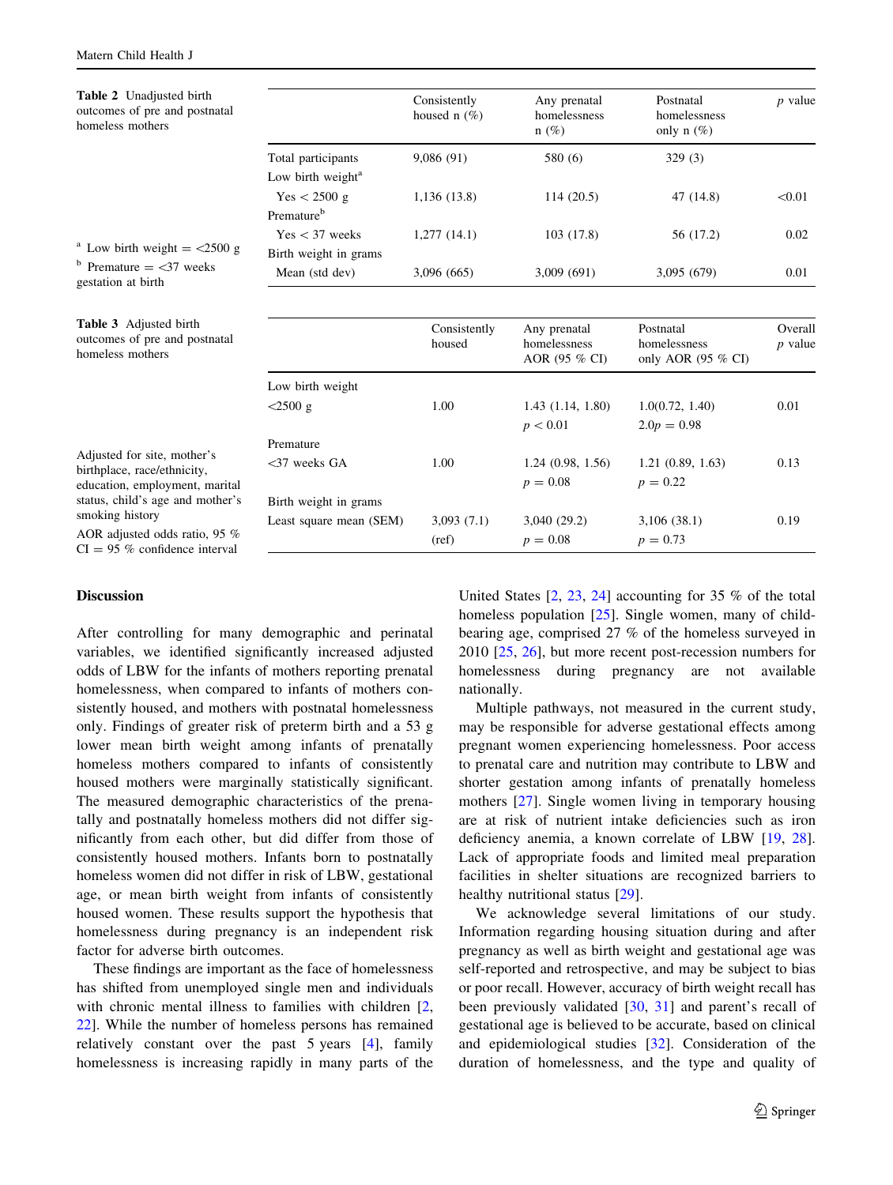**Table 2** Unadjusted birth outcomes of pre and postnatal homeless mothers

| | Consistently housed n (%) | Any prenatal homelessness n (%) | Postnatal homelessness only n (%) | $p$ value |
|---|---|---|---|---|
| Total participants | 9,086 (91) | 580 (6) | 329 (3) | |
| Low birth weight[a] | | | | |
| Yes < 2500 g | 1,136 (13.8) | 114 (20.5) | 47 (14.8) | <0.01 |
| Premature[b] | | | | |
| Yes < 37 weeks | 1,277 (14.1) | 103 (17.8) | 56 (17.2) | 0.02 |
| Birth weight in grams | | | | |
| Mean (std dev) | 3,096 (665) | 3,009 (691) | 3,095 (679) | 0.01 |

[a] Low birth weight = <2500 g

[b] Premature = <37 weeks gestation at birth

**Table 3** Adjusted birth outcomes of pre and postnatal homeless mothers

| | Consistently housed | Any prenatal homelessness AOR (95 % CI) | Postnatal homelessness only AOR (95 % CI) | Overall $p$ value |
|---|---|---|---|---|
| Low birth weight | | | | |
| <2500 g | 1.00 | 1.43 (1.14, 1.80) $p < 0.01$ | 1.0(0.72, 1.40) 2.0$p = 0.98$ | 0.01 |
| Premature | | | | |
| <37 weeks GA | 1.00 | 1.24 (0.98, 1.56) $p = 0.08$ | 1.21 (0.89, 1.63) $p = 0.22$ | 0.13 |
| Birth weight in grams | | | | |
| Least square mean (SEM) | 3,093 (7.1) (ref) | 3,040 (29.2) $p = 0.08$ | 3,106 (38.1) $p = 0.73$ | 0.19 |

Adjusted for site, mother's birthplace, race/ethnicity, education, employment, marital status, child's age and mother's smoking history

AOR adjusted odds ratio, 95 % CI = 95 % confidence interval

## Discussion

After controlling for many demographic and perinatal variables, we identified significantly increased adjusted odds of LBW for the infants of mothers reporting prenatal homelessness, when compared to infants of mothers consistently housed, and mothers with postnatal homelessness only. Findings of greater risk of preterm birth and a 53 g lower mean birth weight among infants of prenatally homeless mothers compared to infants of consistently housed mothers were marginally statistically significant. The measured demographic characteristics of the prenatally and postnatally homeless mothers did not differ significantly from each other, but did differ from those of consistently housed mothers. Infants born to postnatally homeless women did not differ in risk of LBW, gestational age, or mean birth weight from infants of consistently housed women. These results support the hypothesis that homelessness during pregnancy is an independent risk factor for adverse birth outcomes.

These findings are important as the face of homelessness has shifted from unemployed single men and individuals with chronic mental illness to families with children [2, 22]. While the number of homeless persons has remained relatively constant over the past 5 years [4], family homelessness is increasing rapidly in many parts of the United States [2, 23, 24] accounting for 35 % of the total homeless population [25]. Single women, many of childbearing age, comprised 27 % of the homeless surveyed in 2010 [25, 26], but more recent post-recession numbers for homelessness during pregnancy are not available nationally.

Multiple pathways, not measured in the current study, may be responsible for adverse gestational effects among pregnant women experiencing homelessness. Poor access to prenatal care and nutrition may contribute to LBW and shorter gestation among infants of prenatally homeless mothers [27]. Single women living in temporary housing are at risk of nutrient intake deficiencies such as iron deficiency anemia, a known correlate of LBW [19, 28]. Lack of appropriate foods and limited meal preparation facilities in shelter situations are recognized barriers to healthy nutritional status [29].

We acknowledge several limitations of our study. Information regarding housing situation during and after pregnancy as well as birth weight and gestational age was self-reported and retrospective, and may be subject to bias or poor recall. However, accuracy of birth weight recall has been previously validated [30, 31] and parent's recall of gestational age is believed to be accurate, based on clinical and epidemiological studies [32]. Consideration of the duration of homelessness, and the type and quality of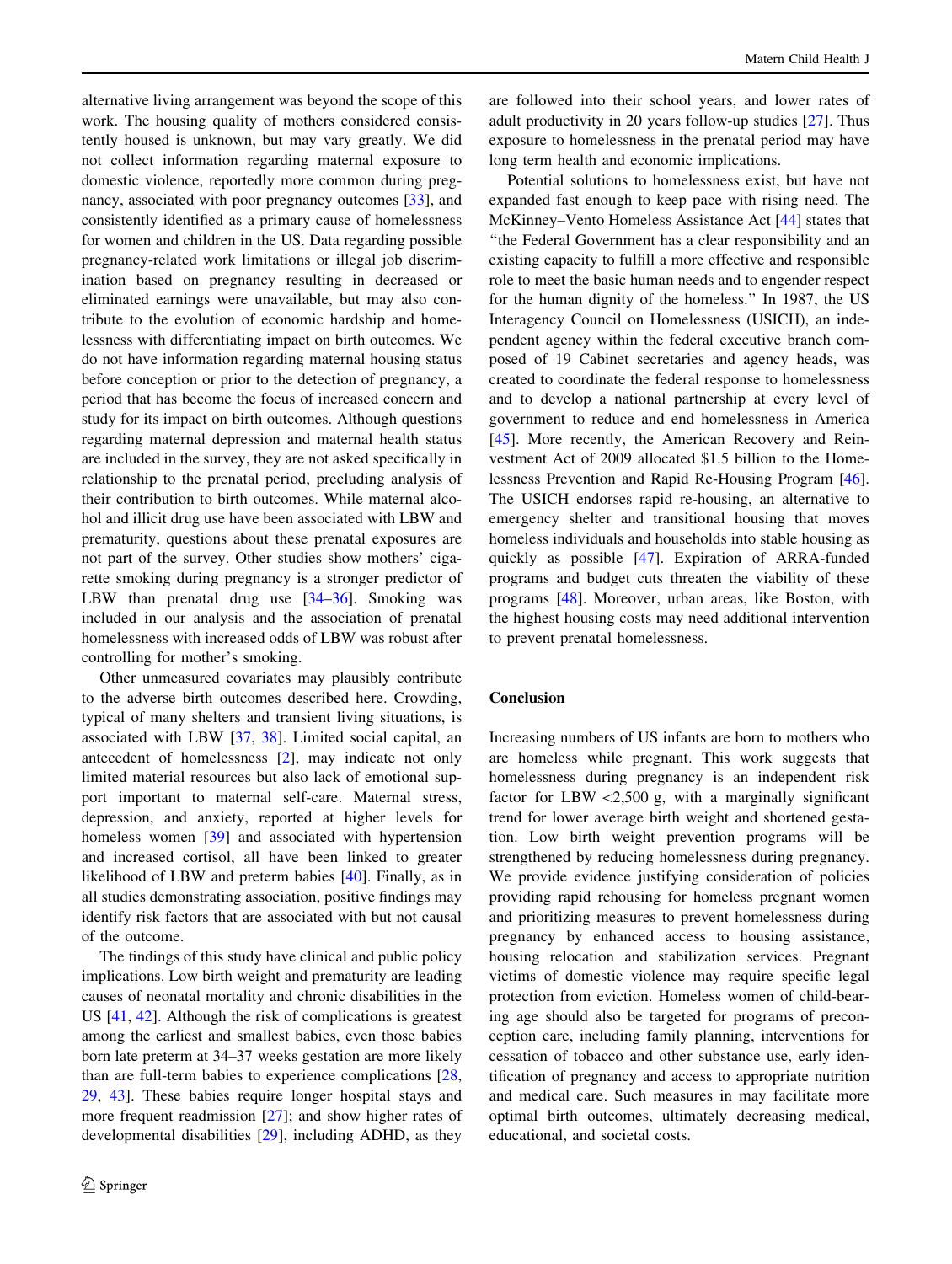alternative living arrangement was beyond the scope of this work. The housing quality of mothers considered consistently housed is unknown, but may vary greatly. We did not collect information regarding maternal exposure to domestic violence, reportedly more common during pregnancy, associated with poor pregnancy outcomes [33], and consistently identified as a primary cause of homelessness for women and children in the US. Data regarding possible pregnancy-related work limitations or illegal job discrimination based on pregnancy resulting in decreased or eliminated earnings were unavailable, but may also contribute to the evolution of economic hardship and homelessness with differentiating impact on birth outcomes. We do not have information regarding maternal housing status before conception or prior to the detection of pregnancy, a period that has become the focus of increased concern and study for its impact on birth outcomes. Although questions regarding maternal depression and maternal health status are included in the survey, they are not asked specifically in relationship to the prenatal period, precluding analysis of their contribution to birth outcomes. While maternal alcohol and illicit drug use have been associated with LBW and prematurity, questions about these prenatal exposures are not part of the survey. Other studies show mothers' cigarette smoking during pregnancy is a stronger predictor of LBW than prenatal drug use [34–36]. Smoking was included in our analysis and the association of prenatal homelessness with increased odds of LBW was robust after controlling for mother's smoking.

Other unmeasured covariates may plausibly contribute to the adverse birth outcomes described here. Crowding, typical of many shelters and transient living situations, is associated with LBW [37, 38]. Limited social capital, an antecedent of homelessness [2], may indicate not only limited material resources but also lack of emotional support important to maternal self-care. Maternal stress, depression, and anxiety, reported at higher levels for homeless women [39] and associated with hypertension and increased cortisol, all have been linked to greater likelihood of LBW and preterm babies [40]. Finally, as in all studies demonstrating association, positive findings may identify risk factors that are associated with but not causal of the outcome.

The findings of this study have clinical and public policy implications. Low birth weight and prematurity are leading causes of neonatal mortality and chronic disabilities in the US [41, 42]. Although the risk of complications is greatest among the earliest and smallest babies, even those babies born late preterm at 34–37 weeks gestation are more likely than are full-term babies to experience complications [28, 29, 43]. These babies require longer hospital stays and more frequent readmission [27]; and show higher rates of developmental disabilities [29], including ADHD, as they are followed into their school years, and lower rates of adult productivity in 20 years follow-up studies [27]. Thus exposure to homelessness in the prenatal period may have long term health and economic implications.

Potential solutions to homelessness exist, but have not expanded fast enough to keep pace with rising need. The McKinney–Vento Homeless Assistance Act [44] states that "the Federal Government has a clear responsibility and an existing capacity to fulfill a more effective and responsible role to meet the basic human needs and to engender respect for the human dignity of the homeless." In 1987, the US Interagency Council on Homelessness (USICH), an independent agency within the federal executive branch composed of 19 Cabinet secretaries and agency heads, was created to coordinate the federal response to homelessness and to develop a national partnership at every level of government to reduce and end homelessness in America [45]. More recently, the American Recovery and Reinvestment Act of 2009 allocated $1.5 billion to the Homelessness Prevention and Rapid Re-Housing Program [46]. The USICH endorses rapid re-housing, an alternative to emergency shelter and transitional housing that moves homeless individuals and households into stable housing as quickly as possible [47]. Expiration of ARRA-funded programs and budget cuts threaten the viability of these programs [48]. Moreover, urban areas, like Boston, with the highest housing costs may need additional intervention to prevent prenatal homelessness.

## Conclusion

Increasing numbers of US infants are born to mothers who are homeless while pregnant. This work suggests that homelessness during pregnancy is an independent risk factor for LBW <2,500 g, with a marginally significant trend for lower average birth weight and shortened gestation. Low birth weight prevention programs will be strengthened by reducing homelessness during pregnancy. We provide evidence justifying consideration of policies providing rapid rehousing for homeless pregnant women and prioritizing measures to prevent homelessness during pregnancy by enhanced access to housing assistance, housing relocation and stabilization services. Pregnant victims of domestic violence may require specific legal protection from eviction. Homeless women of child-bearing age should also be targeted for programs of preconception care, including family planning, interventions for cessation of tobacco and other substance use, early identification of pregnancy and access to appropriate nutrition and medical care. Such measures in may facilitate more optimal birth outcomes, ultimately decreasing medical, educational, and societal costs.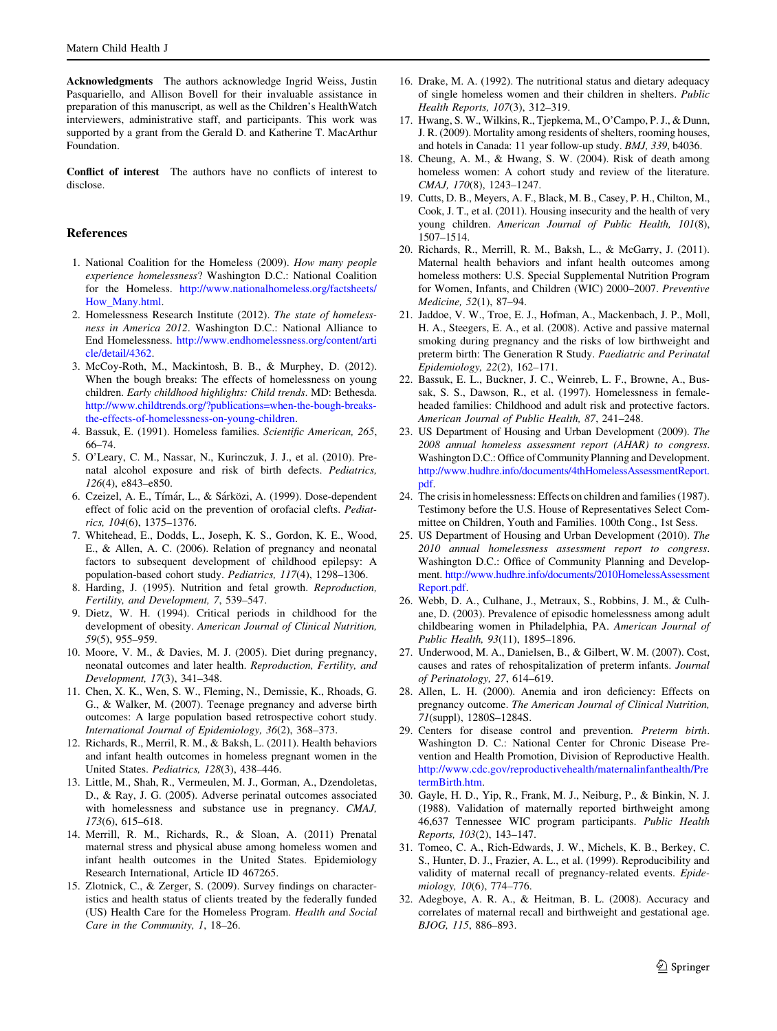**Acknowledgments** The authors acknowledge Ingrid Weiss, Justin Pasquariello, and Allison Bovell for their invaluable assistance in preparation of this manuscript, as well as the Children's HealthWatch interviewers, administrative staff, and participants. This work was supported by a grant from the Gerald D. and Katherine T. MacArthur Foundation.

**Conflict of interest** The authors have no conflicts of interest to disclose.

## References

1. National Coalition for the Homeless (2009). *How many people experience homelessness*? Washington D.C.: National Coalition for the Homeless. http://www.nationalhomeless.org/factsheets/How_Many.html.
2. Homelessness Research Institute (2012). *The state of homelessness in America 2012*. Washington D.C.: National Alliance to End Homelessness. http://www.endhomelessness.org/content/article/detail/4362.
3. McCoy-Roth, M., Mackintosh, B. B., & Murphey, D. (2012). When the bough breaks: The effects of homelessness on young children. *Early childhood highlights: Child trends*. MD: Bethesda. http://www.childtrends.org/?publications=when-the-bough-breaks-the-effects-of-homelessness-on-young-children.
4. Bassuk, E. (1991). Homeless families. *Scientific American, 265*, 66–74.
5. O'Leary, C. M., Nassar, N., Kurinczuk, J. J., et al. (2010). Prenatal alcohol exposure and risk of birth defects. *Pediatrics, 126*(4), e843–e850.
6. Czeizel, A. E., Tímár, L., & Sárközi, A. (1999). Dose-dependent effect of folic acid on the prevention of orofacial clefts. *Pediatrics, 104*(6), 1375–1376.
7. Whitehead, E., Dodds, L., Joseph, K. S., Gordon, K. E., Wood, E., & Allen, A. C. (2006). Relation of pregnancy and neonatal factors to subsequent development of childhood epilepsy: A population-based cohort study. *Pediatrics, 117*(4), 1298–1306.
8. Harding, J. (1995). Nutrition and fetal growth. *Reproduction, Fertility, and Development, 7*, 539–547.
9. Dietz, W. H. (1994). Critical periods in childhood for the development of obesity. *American Journal of Clinical Nutrition, 59*(5), 955–959.
10. Moore, V. M., & Davies, M. J. (2005). Diet during pregnancy, neonatal outcomes and later health. *Reproduction, Fertility, and Development, 17*(3), 341–348.
11. Chen, X. K., Wen, S. W., Fleming, N., Demissie, K., Rhoads, G. G., & Walker, M. (2007). Teenage pregnancy and adverse birth outcomes: A large population based retrospective cohort study. *International Journal of Epidemiology, 36*(2), 368–373.
12. Richards, R., Merril, R. M., & Baksh, L. (2011). Health behaviors and infant health outcomes in homeless pregnant women in the United States. *Pediatrics, 128*(3), 438–446.
13. Little, M., Shah, R., Vermeulen, M. J., Gorman, A., Dzendoletas, D., & Ray, J. G. (2005). Adverse perinatal outcomes associated with homelessness and substance use in pregnancy. *CMAJ, 173*(6), 615–618.
14. Merrill, R. M., Richards, R., & Sloan, A. (2011) Prenatal maternal stress and physical abuse among homeless women and infant health outcomes in the United States. Epidemiology Research International, Article ID 467265.
15. Zlotnick, C., & Zerger, S. (2009). Survey findings on characteristics and health status of clients treated by the federally funded (US) Health Care for the Homeless Program. *Health and Social Care in the Community, 1*, 18–26.
16. Drake, M. A. (1992). The nutritional status and dietary adequacy of single homeless women and their children in shelters. *Public Health Reports, 107*(3), 312–319.
17. Hwang, S. W., Wilkins, R., Tjepkema, M., O'Campo, P. J., & Dunn, J. R. (2009). Mortality among residents of shelters, rooming houses, and hotels in Canada: 11 year follow-up study. *BMJ, 339*, b4036.
18. Cheung, A. M., & Hwang, S. W. (2004). Risk of death among homeless women: A cohort study and review of the literature. *CMAJ, 170*(8), 1243–1247.
19. Cutts, D. B., Meyers, A. F., Black, M. B., Casey, P. H., Chilton, M., Cook, J. T., et al. (2011). Housing insecurity and the health of very young children. *American Journal of Public Health, 101*(8), 1507–1514.
20. Richards, R., Merrill, R. M., Baksh, L., & McGarry, J. (2011). Maternal health behaviors and infant health outcomes among homeless mothers: U.S. Special Supplemental Nutrition Program for Women, Infants, and Children (WIC) 2000–2007. *Preventive Medicine, 52*(1), 87–94.
21. Jaddoe, V. W., Troe, E. J., Hofman, A., Mackenbach, J. P., Moll, H. A., Steegers, E. A., et al. (2008). Active and passive maternal smoking during pregnancy and the risks of low birthweight and preterm birth: The Generation R Study. *Paediatric and Perinatal Epidemiology, 22*(2), 162–171.
22. Bassuk, E. L., Buckner, J. C., Weinreb, L. F., Browne, A., Bussak, S. S., Dawson, R., et al. (1997). Homelessness in female-headed families: Childhood and adult risk and protective factors. *American Journal of Public Health, 87*, 241–248.
23. US Department of Housing and Urban Development (2009). *The 2008 annual homeless assessment report (AHAR) to congress*. Washington D.C.: Office of Community Planning and Development. http://www.hudhre.info/documents/4thHomelessAssessmentReport.pdf.
24. The crisis in homelessness: Effects on children and families (1987). Testimony before the U.S. House of Representatives Select Committee on Children, Youth and Families. 100th Cong., 1st Sess.
25. US Department of Housing and Urban Development (2010). *The 2010 annual homelessness assessment report to congress*. Washington D.C.: Office of Community Planning and Development. http://www.hudhre.info/documents/2010HomelessAssessmentReport.pdf.
26. Webb, D. A., Culhane, J., Metraux, S., Robbins, J. M., & Culhane, D. (2003). Prevalence of episodic homelessness among adult childbearing women in Philadelphia, PA. *American Journal of Public Health, 93*(11), 1895–1896.
27. Underwood, M. A., Danielsen, B., & Gilbert, W. M. (2007). Cost, causes and rates of rehospitalization of preterm infants. *Journal of Perinatology, 27*, 614–619.
28. Allen, L. H. (2000). Anemia and iron deficiency: Effects on pregnancy outcome. *The American Journal of Clinical Nutrition, 71*(suppl), 1280S–1284S.
29. Centers for disease control and prevention. *Preterm birth*. Washington D. C.: National Center for Chronic Disease Prevention and Health Promotion, Division of Reproductive Health. http://www.cdc.gov/reproductivehealth/maternalinfanthealth/PretermBirth.htm.
30. Gayle, H. D., Yip, R., Frank, M. J., Neiburg, P., & Binkin, N. J. (1988). Validation of maternally reported birthweight among 46,637 Tennessee WIC program participants. *Public Health Reports, 103*(2), 143–147.
31. Tomeo, C. A., Rich-Edwards, J. W., Michels, K. B., Berkey, C. S., Hunter, D. J., Frazier, A. L., et al. (1999). Reproducibility and validity of maternal recall of pregnancy-related events. *Epidemiology, 10*(6), 774–776.
32. Adegboye, A. R. A., & Heitman, B. L. (2008). Accuracy and correlates of maternal recall and birthweight and gestational age. *BJOG, 115*, 886–893.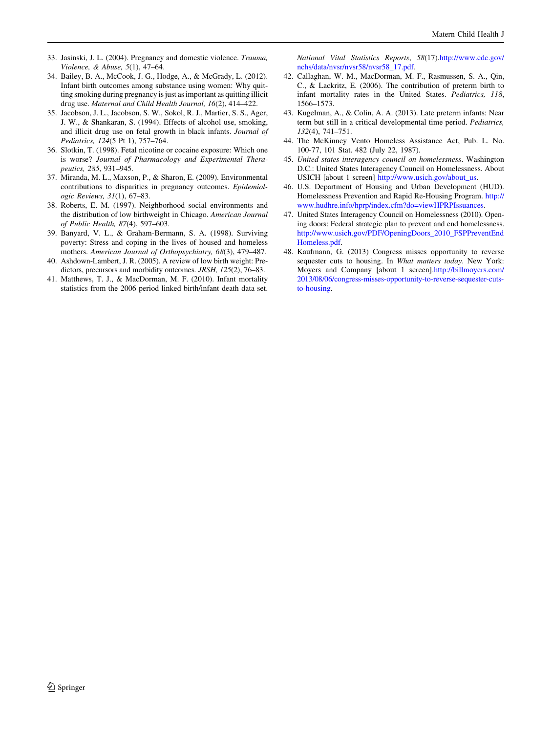33. Jasinski, J. L. (2004). Pregnancy and domestic violence. *Trauma, Violence, & Abuse, 5*(1), 47–64.
34. Bailey, B. A., McCook, J. G., Hodge, A., & McGrady, L. (2012). Infant birth outcomes among substance using women: Why quitting smoking during pregnancy is just as important as quitting illicit drug use. *Maternal and Child Health Journal, 16*(2), 414–422.
35. Jacobson, J. L., Jacobson, S. W., Sokol, R. J., Martier, S. S., Ager, J. W., & Shankaran, S. (1994). Effects of alcohol use, smoking, and illicit drug use on fetal growth in black infants. *Journal of Pediatrics, 124*(5 Pt 1), 757–764.
36. Slotkin, T. (1998). Fetal nicotine or cocaine exposure: Which one is worse? *Journal of Pharmacology and Experimental Therapeutics, 285*, 931–945.
37. Miranda, M. L., Maxson, P., & Sharon, E. (2009). Environmental contributions to disparities in pregnancy outcomes. *Epidemiologic Reviews, 31*(1), 67–83.
38. Roberts, E. M. (1997). Neighborhood social environments and the distribution of low birthweight in Chicago. *American Journal of Public Health, 87*(4), 597–603.
39. Banyard, V. L., & Graham-Bermann, S. A. (1998). Surviving poverty: Stress and coping in the lives of housed and homeless mothers. *American Journal of Orthopsychiatry, 68*(3), 479–487.
40. Ashdown-Lambert, J. R. (2005). A review of low birth weight: Predictors, precursors and morbidity outcomes. *JRSH, 125*(2), 76–83.
41. Matthews, T. J., & MacDorman, M. F. (2010). Infant mortality statistics from the 2006 period linked birth/infant death data set. *National Vital Statistics Reports*, *58*(17).http://www.cdc.gov/nchs/data/nvsr/nvsr58/nvsr58_17.pdf.
42. Callaghan, W. M., MacDorman, M. F., Rasmussen, S. A., Qin, C., & Lackritz, E. (2006). The contribution of preterm birth to infant mortality rates in the United States. *Pediatrics, 118*, 1566–1573.
43. Kugelman, A., & Colin, A. A. (2013). Late preterm infants: Near term but still in a critical developmental time period. *Pediatrics, 132*(4), 741–751.
44. The McKinney Vento Homeless Assistance Act, Pub. L. No. 100-77, 101 Stat. 482 (July 22, 1987).
45. *United states interagency council on homelessness*. Washington D.C.: United States Interagency Council on Homelessness. About USICH [about 1 screen] http://www.usich.gov/about_us.
46. U.S. Department of Housing and Urban Development (HUD). Homelessness Prevention and Rapid Re-Housing Program. http://www.hudhre.info/hprp/index.cfm?do=viewHPRPIssuances.
47. United States Interagency Council on Homelessness (2010). Opening doors: Federal strategic plan to prevent and end homelessness. http://www.usich.gov/PDF/OpeningDoors_2010_FSPPreventEndHomeless.pdf.
48. Kaufmann, G. (2013) Congress misses opportunity to reverse sequester cuts to housing. In *What matters today*. New York: Moyers and Company [about 1 screen].http://billmoyers.com/2013/08/06/congress-misses-opportunity-to-reverse-sequester-cuts-to-housing.